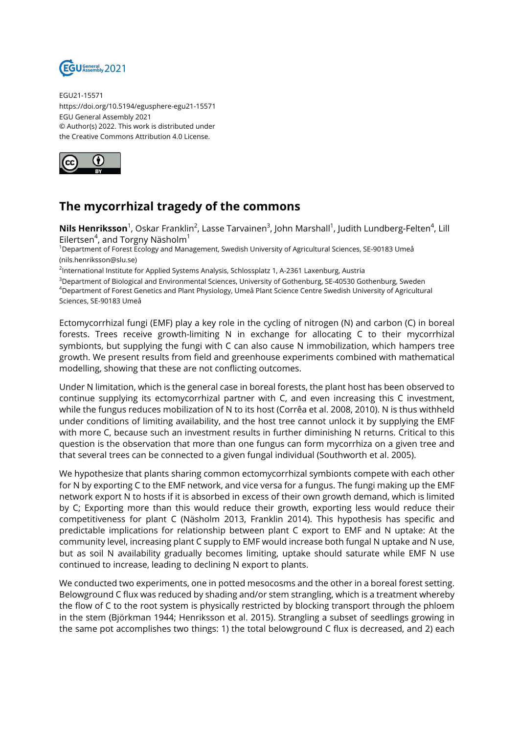EGU21-15571
https://doi.org/10.5194/egusphere-egu21-15571
EGU General Assembly 2021
© Author(s) 2022. This work is distributed under
the Creative Commons Attribution 4.0 License.

# The mycorrhizal tragedy of the commons

**Nils Henriksson**[1], Oskar Franklin[2], Lasse Tarvainen[3], John Marshall[1], Judith Lundberg-Felten[4], Lill Eilertsen[4], and Torgny Näsholm[1]

[1]Department of Forest Ecology and Management, Swedish University of Agricultural Sciences, SE-90183 Umeå (nils.henriksson@slu.se)

[2]International Institute for Applied Systems Analysis, Schlossplatz 1, A-2361 Laxenburg, Austria

[3]Department of Biological and Environmental Sciences, University of Gothenburg, SE-40530 Gothenburg, Sweden

[4]Department of Forest Genetics and Plant Physiology, Umeå Plant Science Centre Swedish University of Agricultural Sciences, SE-90183 Umeå

Ectomycorrhizal fungi (EMF) play a key role in the cycling of nitrogen (N) and carbon (C) in boreal forests. Trees receive growth-limiting N in exchange for allocating C to their mycorrhizal symbionts, but supplying the fungi with C can also cause N immobilization, which hampers tree growth. We present results from field and greenhouse experiments combined with mathematical modelling, showing that these are not conflicting outcomes.

Under N limitation, which is the general case in boreal forests, the plant host has been observed to continue supplying its ectomycorrhizal partner with C, and even increasing this C investment, while the fungus reduces mobilization of N to its host (Corrêa et al. 2008, 2010). N is thus withheld under conditions of limiting availability, and the host tree cannot unlock it by supplying the EMF with more C, because such an investment results in further diminishing N returns. Critical to this question is the observation that more than one fungus can form mycorrhiza on a given tree and that several trees can be connected to a given fungal individual (Southworth et al. 2005).

We hypothesize that plants sharing common ectomycorrhizal symbionts compete with each other for N by exporting C to the EMF network, and vice versa for a fungus. The fungi making up the EMF network export N to hosts if it is absorbed in excess of their own growth demand, which is limited by C; Exporting more than this would reduce their growth, exporting less would reduce their competitiveness for plant C (Näsholm 2013, Franklin 2014). This hypothesis has specific and predictable implications for relationship between plant C export to EMF and N uptake: At the community level, increasing plant C supply to EMF would increase both fungal N uptake and N use, but as soil N availability gradually becomes limiting, uptake should saturate while EMF N use continued to increase, leading to declining N export to plants.

We conducted two experiments, one in potted mesocosms and the other in a boreal forest setting. Belowground C flux was reduced by shading and/or stem strangling, which is a treatment whereby the flow of C to the root system is physically restricted by blocking transport through the phloem in the stem (Björkman 1944; Henriksson et al. 2015). Strangling a subset of seedlings growing in the same pot accomplishes two things: 1) the total belowground C flux is decreased, and 2) each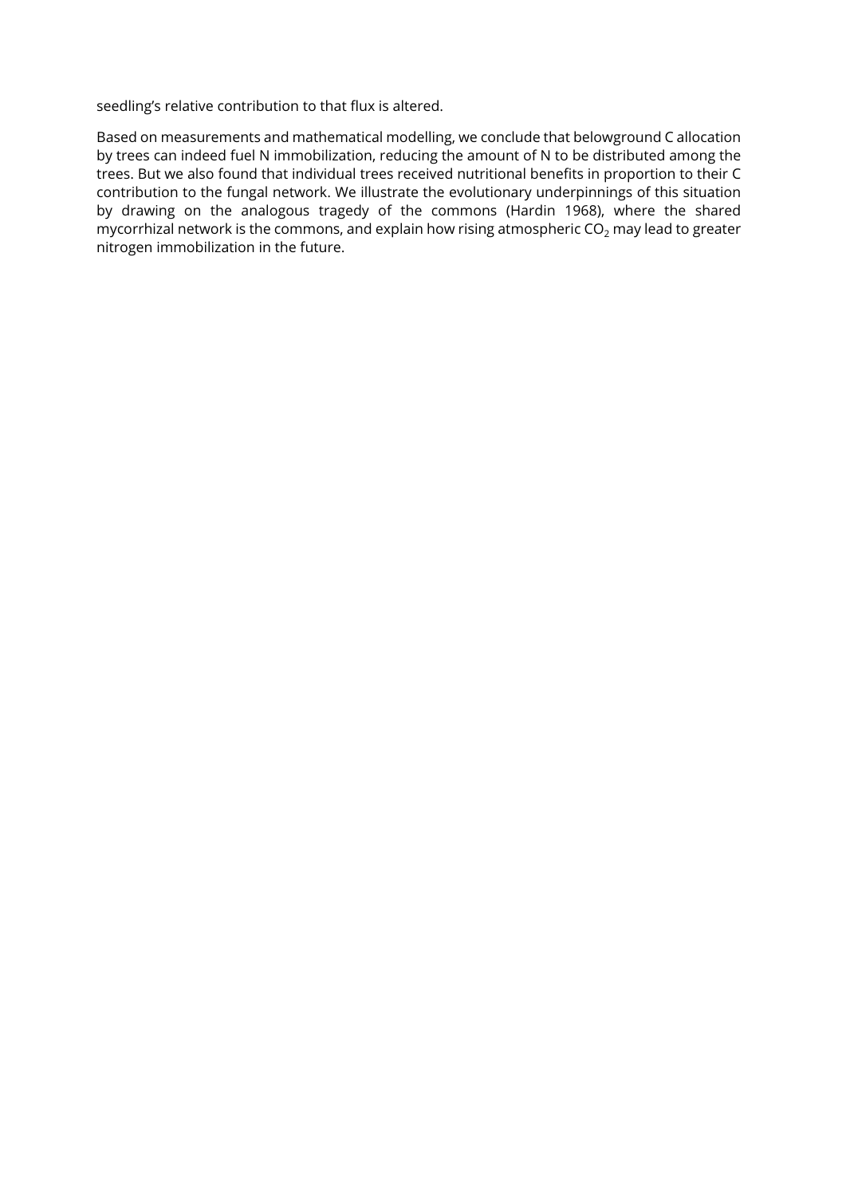seedling's relative contribution to that flux is altered.

Based on measurements and mathematical modelling, we conclude that belowground C allocation by trees can indeed fuel N immobilization, reducing the amount of N to be distributed among the trees. But we also found that individual trees received nutritional benefits in proportion to their C contribution to the fungal network. We illustrate the evolutionary underpinnings of this situation by drawing on the analogous tragedy of the commons (Hardin 1968), where the shared mycorrhizal network is the commons, and explain how rising atmospheric $CO_2$ may lead to greater nitrogen immobilization in the future.